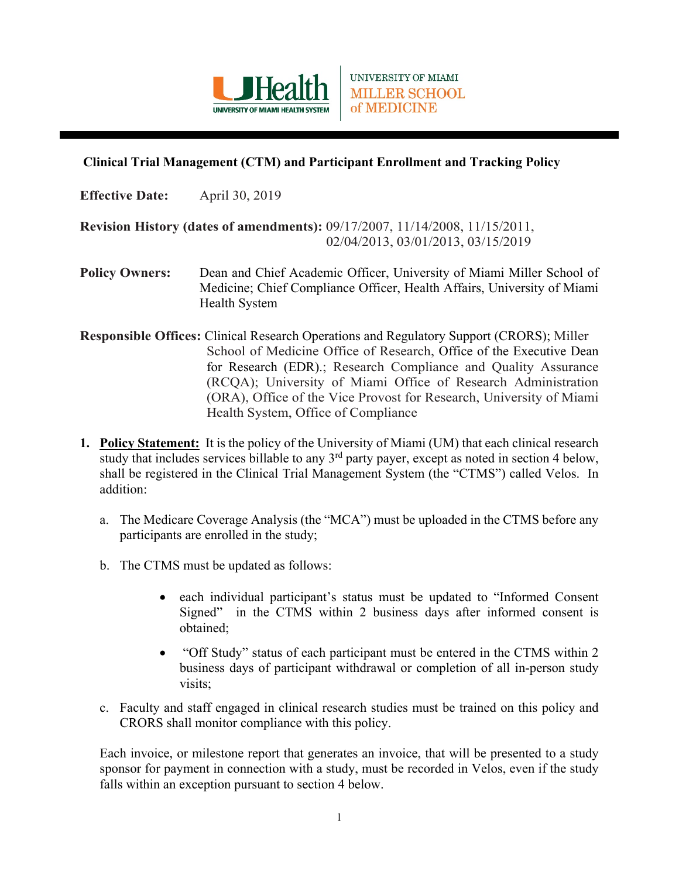UHealth UNIVERSITY OF MIAMI HEALTH SYSTEM | UNIVERSITY OF MIAMI MILLER SCHOOL of MEDICINE

## Clinical Trial Management (CTM) and Participant Enrollment and Tracking Policy

**Effective Date:** April 30, 2019

**Revision History (dates of amendments):** 09/17/2007, 11/14/2008, 11/15/2011, 02/04/2013, 03/01/2013, 03/15/2019

**Policy Owners:** Dean and Chief Academic Officer, University of Miami Miller School of Medicine; Chief Compliance Officer, Health Affairs, University of Miami Health System

**Responsible Offices:** Clinical Research Operations and Regulatory Support (CRORS); Miller School of Medicine Office of Research, Office of the Executive Dean for Research (EDR).; Research Compliance and Quality Assurance (RCQA); University of Miami Office of Research Administration (ORA), Office of the Vice Provost for Research, University of Miami Health System, Office of Compliance

1. **Policy Statement:** It is the policy of the University of Miami (UM) that each clinical research study that includes services billable to any 3rd party payer, except as noted in section 4 below, shall be registered in the Clinical Trial Management System (the "CTMS") called Velos. In addition:

   a. The Medicare Coverage Analysis (the "MCA") must be uploaded in the CTMS before any participants are enrolled in the study;

   b. The CTMS must be updated as follows:

      - each individual participant's status must be updated to "Informed Consent Signed" in the CTMS within 2 business days after informed consent is obtained;
      - "Off Study" status of each participant must be entered in the CTMS within 2 business days of participant withdrawal or completion of all in-person study visits;

   c. Faculty and staff engaged in clinical research studies must be trained on this policy and CRORS shall monitor compliance with this policy.

   Each invoice, or milestone report that generates an invoice, that will be presented to a study sponsor for payment in connection with a study, must be recorded in Velos, even if the study falls within an exception pursuant to section 4 below.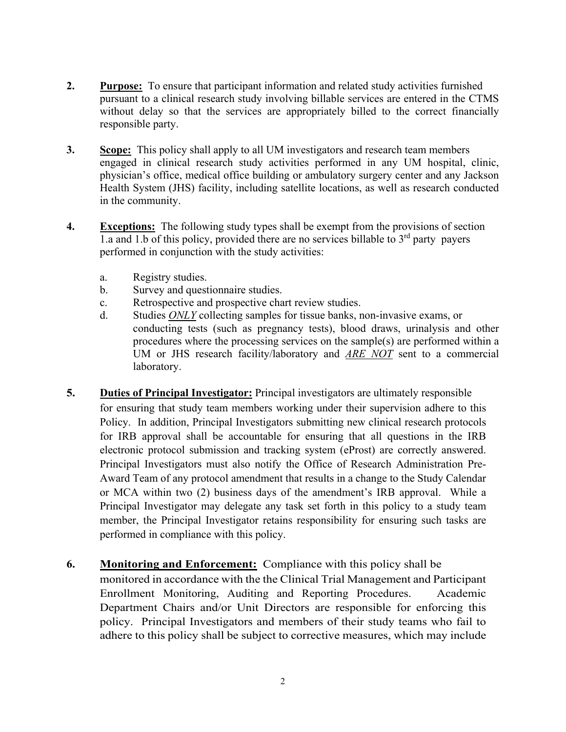2. **Purpose:** To ensure that participant information and related study activities furnished pursuant to a clinical research study involving billable services are entered in the CTMS without delay so that the services are appropriately billed to the correct financially responsible party.

3. **Scope:** This policy shall apply to all UM investigators and research team members engaged in clinical research study activities performed in any UM hospital, clinic, physician's office, medical office building or ambulatory surgery center and any Jackson Health System (JHS) facility, including satellite locations, as well as research conducted in the community.

4. **Exceptions:** The following study types shall be exempt from the provisions of section 1.a and 1.b of this policy, provided there are no services billable to 3rd party payers performed in conjunction with the study activities:

   a. Registry studies.
   b. Survey and questionnaire studies.
   c. Retrospective and prospective chart review studies.
   d. Studies ***ONLY*** collecting samples for tissue banks, non-invasive exams, or conducting tests (such as pregnancy tests), blood draws, urinalysis and other procedures where the processing services on the sample(s) are performed within a UM or JHS research facility/laboratory and ***ARE NOT*** sent to a commercial laboratory.

5. **Duties of Principal Investigator:** Principal investigators are ultimately responsible for ensuring that study team members working under their supervision adhere to this Policy. In addition, Principal Investigators submitting new clinical research protocols for IRB approval shall be accountable for ensuring that all questions in the IRB electronic protocol submission and tracking system (eProst) are correctly answered. Principal Investigators must also notify the Office of Research Administration Pre-Award Team of any protocol amendment that results in a change to the Study Calendar or MCA within two (2) business days of the amendment's IRB approval. While a Principal Investigator may delegate any task set forth in this policy to a study team member, the Principal Investigator retains responsibility for ensuring such tasks are performed in compliance with this policy.

6. **Monitoring and Enforcement:** Compliance with this policy shall be monitored in accordance with the the Clinical Trial Management and Participant Enrollment Monitoring, Auditing and Reporting Procedures. Academic Department Chairs and/or Unit Directors are responsible for enforcing this policy. Principal Investigators and members of their study teams who fail to adhere to this policy shall be subject to corrective measures, which may include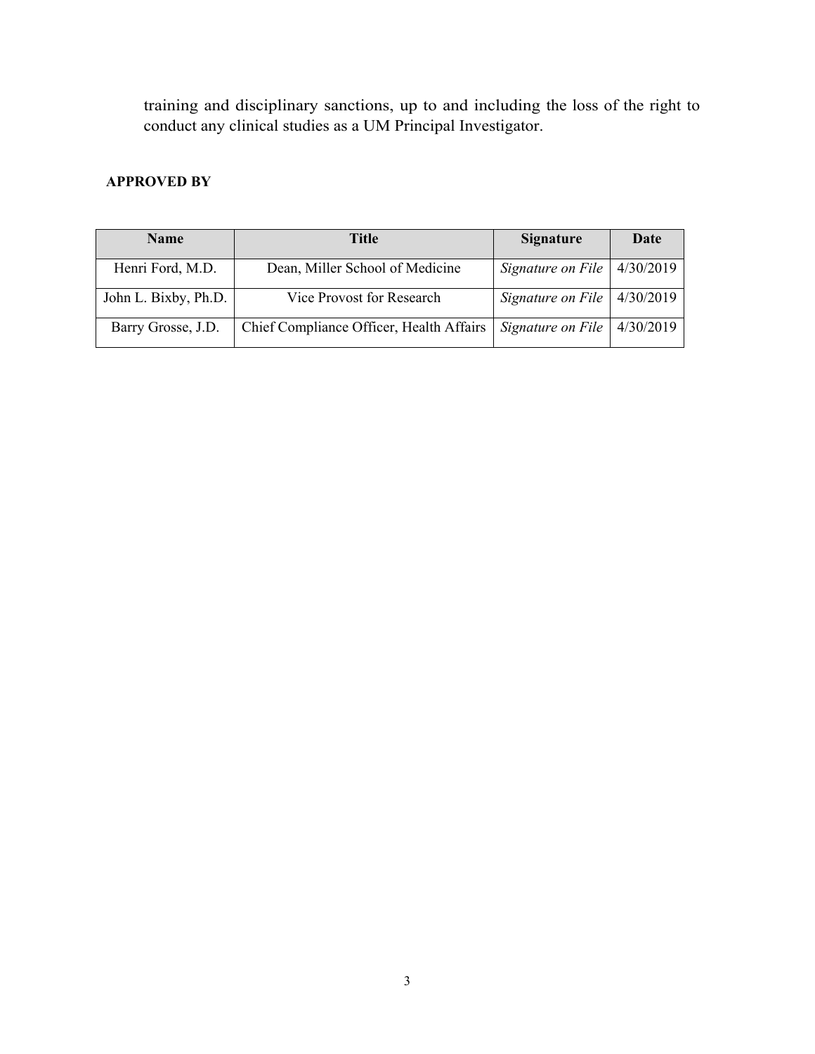training and disciplinary sanctions, up to and including the loss of the right to conduct any clinical studies as a UM Principal Investigator.

**APPROVED BY**

| Name | Title | Signature | Date |
|---|---|---|---|
| Henri Ford, M.D. | Dean, Miller School of Medicine | *Signature on File* | 4/30/2019 |
| John L. Bixby, Ph.D. | Vice Provost for Research | *Signature on File* | 4/30/2019 |
| Barry Grosse, J.D. | Chief Compliance Officer, Health Affairs | *Signature on File* | 4/30/2019 |